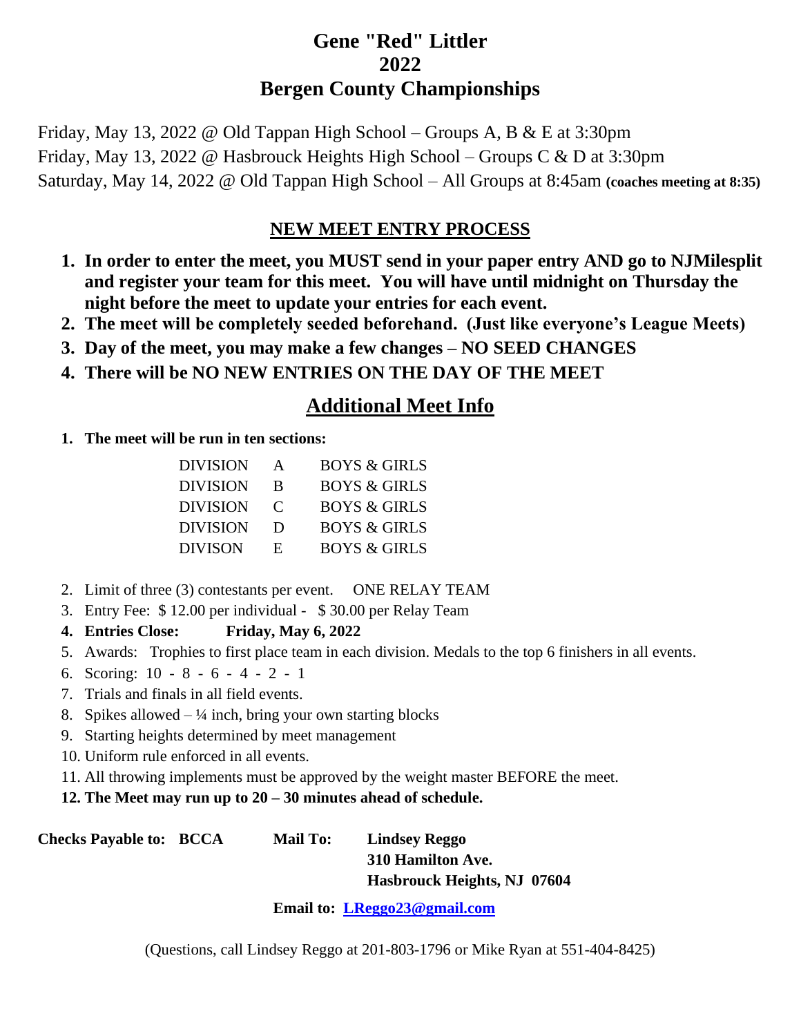# Gene "Red" Littler
# 2022
# Bergen County Championships

Friday, May 13, 2022 @ Old Tappan High School – Groups A, B & E at 3:30pm
Friday, May 13, 2022 @ Hasbrouck Heights High School – Groups C & D at 3:30pm
Saturday, May 14, 2022 @ Old Tappan High School – All Groups at 8:45am **(coaches meeting at 8:35)**

## NEW MEET ENTRY PROCESS

1. **In order to enter the meet, you MUST send in your paper entry AND go to NJMilesplit and register your team for this meet. You will have until midnight on Thursday the night before the meet to update your entries for each event.**
2. **The meet will be completely seeded beforehand. (Just like everyone's League Meets)**
3. **Day of the meet, you may make a few changes – NO SEED CHANGES**
4. **There will be NO NEW ENTRIES ON THE DAY OF THE MEET**

## Additional Meet Info

1. **The meet will be run in ten sections:**

| | | |
|---|---|---|
| DIVISION | A | BOYS & GIRLS |
| DIVISION | B | BOYS & GIRLS |
| DIVISION | C | BOYS & GIRLS |
| DIVISION | D | BOYS & GIRLS |
| DIVISON | E | BOYS & GIRLS |

2. Limit of three (3) contestants per event. ONE RELAY TEAM
3. Entry Fee: $ 12.00 per individual - $ 30.00 per Relay Team
4. **Entries Close: Friday, May 6, 2022**
5. Awards: Trophies to first place team in each division. Medals to the top 6 finishers in all events.
6. Scoring: 10 - 8 - 6 - 4 - 2 - 1
7. Trials and finals in all field events.
8. Spikes allowed – ¼ inch, bring your own starting blocks
9. Starting heights determined by meet management
10. Uniform rule enforced in all events.
11. All throwing implements must be approved by the weight master BEFORE the meet.
12. **The Meet may run up to 20 – 30 minutes ahead of schedule.**

**Checks Payable to: BCCA** **Mail To: Lindsey Reggo**
**310 Hamilton Ave.**
**Hasbrouck Heights, NJ 07604**

**Email to: LReggo23@gmail.com**

(Questions, call Lindsey Reggo at 201-803-1796 or Mike Ryan at 551-404-8425)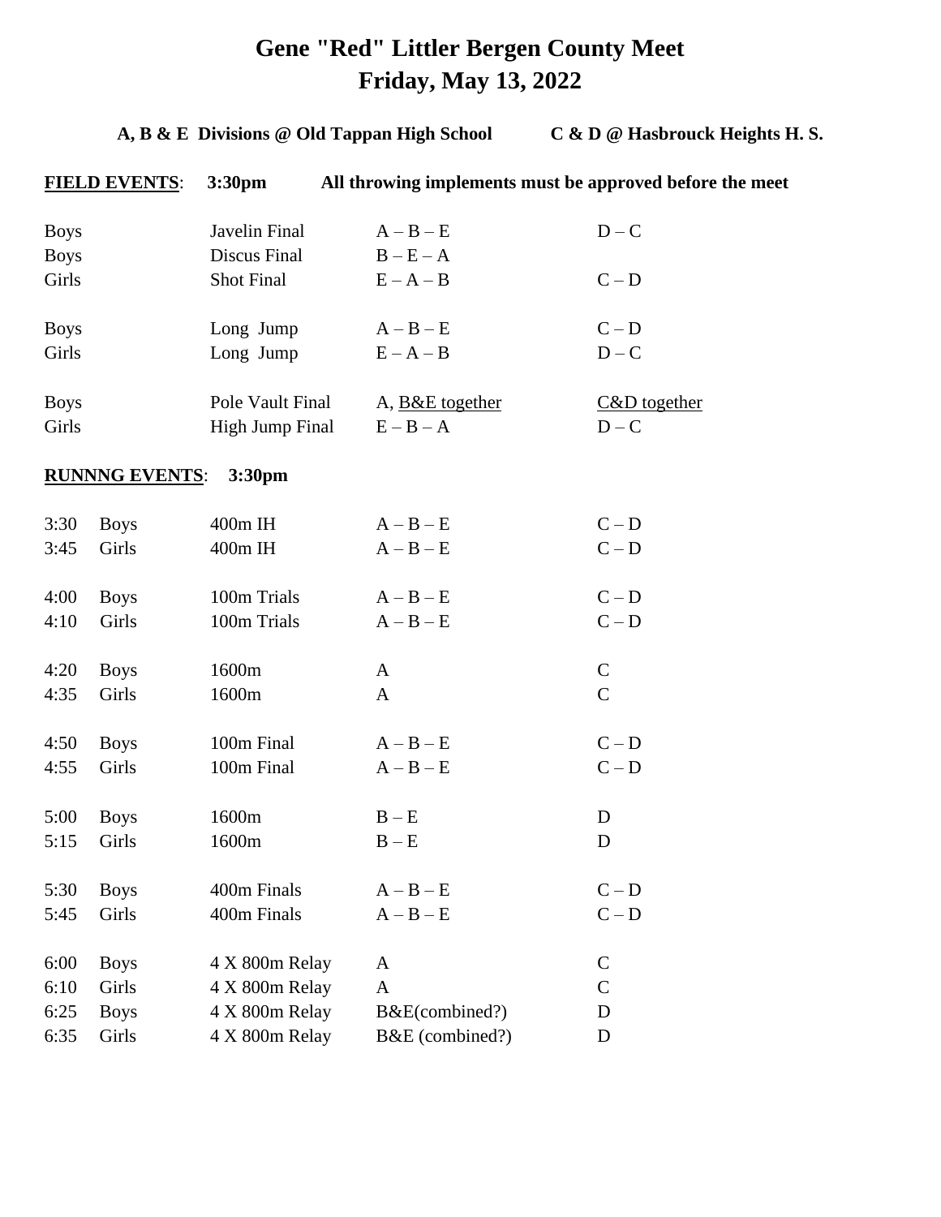# Gene "Red" Littler Bergen County Meet
# Friday, May 13, 2022

**A, B & E Divisions @ Old Tappan High School** **C & D @ Hasbrouck Heights H. S.**

**FIELD EVENTS**: **3:30pm** **All throwing implements must be approved before the meet**

| | Event | A, B & E | C & D |
|---|---|---|---|
| Boys | Javelin Final | A – B – E | D – C |
| Boys | Discus Final | B – E – A | |
| Girls | Shot Final | E – A – B | C – D |
| Boys | Long Jump | A – B – E | C – D |
| Girls | Long Jump | E – A – B | D – C |
| Boys | Pole Vault Final | A, B&E together | C&D together |
| Girls | High Jump Final | E – B – A | D – C |

**RUNNNG EVENTS**: **3:30pm**

| Time | | Event | A, B & E | C & D |
|---|---|---|---|---|
| 3:30 | Boys | 400m IH | A – B – E | C – D |
| 3:45 | Girls | 400m IH | A – B – E | C – D |
| 4:00 | Boys | 100m Trials | A – B – E | C – D |
| 4:10 | Girls | 100m Trials | A – B – E | C – D |
| 4:20 | Boys | 1600m | A | C |
| 4:35 | Girls | 1600m | A | C |
| 4:50 | Boys | 100m Final | A – B – E | C – D |
| 4:55 | Girls | 100m Final | A – B – E | C – D |
| 5:00 | Boys | 1600m | B – E | D |
| 5:15 | Girls | 1600m | B – E | D |
| 5:30 | Boys | 400m Finals | A – B – E | C – D |
| 5:45 | Girls | 400m Finals | A – B – E | C – D |
| 6:00 | Boys | 4 X 800m Relay | A | C |
| 6:10 | Girls | 4 X 800m Relay | A | C |
| 6:25 | Boys | 4 X 800m Relay | B&E(combined?) | D |
| 6:35 | Girls | 4 X 800m Relay | B&E (combined?) | D |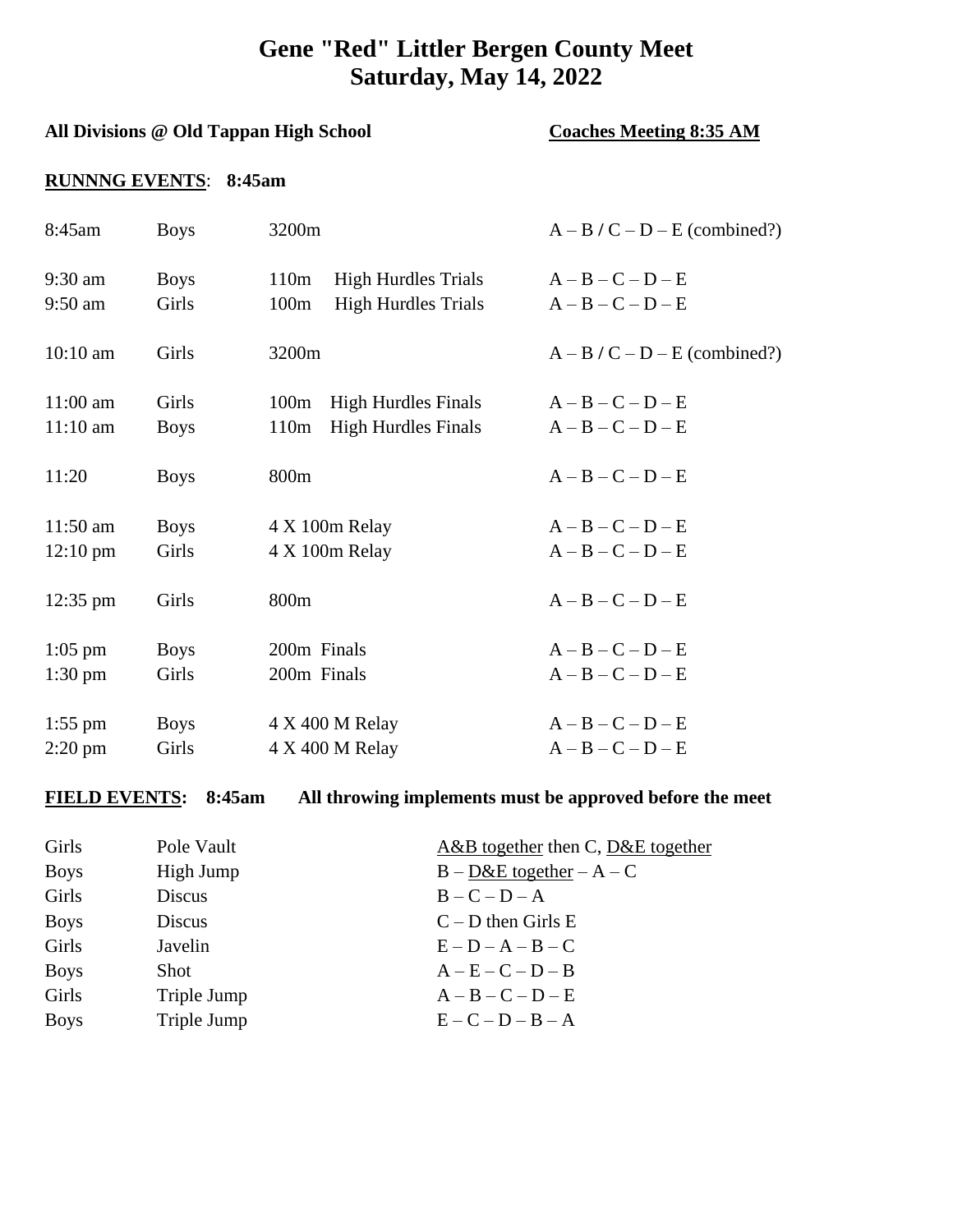# Gene "Red" Littler Bergen County Meet
# Saturday, May 14, 2022

**All Divisions @ Old Tappan High School** **Coaches Meeting 8:35 AM**

**RUNNNG EVENTS**: **8:45am**

| | | | |
|---|---|---|---|
| 8:45am | Boys | 3200m | A – B / C – D – E (combined?) |
| 9:30 am | Boys | 110m High Hurdles Trials | A – B – C – D – E |
| 9:50 am | Girls | 100m High Hurdles Trials | A – B – C – D – E |
| 10:10 am | Girls | 3200m | A – B / C – D – E (combined?) |
| 11:00 am | Girls | 100m High Hurdles Finals | A – B – C – D – E |
| 11:10 am | Boys | 110m High Hurdles Finals | A – B – C – D – E |
| 11:20 | Boys | 800m | A – B – C – D – E |
| 11:50 am | Boys | 4 X 100m Relay | A – B – C – D – E |
| 12:10 pm | Girls | 4 X 100m Relay | A – B – C – D – E |
| 12:35 pm | Girls | 800m | A – B – C – D – E |
| 1:05 pm | Boys | 200m Finals | A – B – C – D – E |
| 1:30 pm | Girls | 200m Finals | A – B – C – D – E |
| 1:55 pm | Boys | 4 X 400 M Relay | A – B – C – D – E |
| 2:20 pm | Girls | 4 X 400 M Relay | A – B – C – D – E |

**FIELD EVENTS:** **8:45am** **All throwing implements must be approved before the meet**

| | | |
|---|---|---|
| Girls | Pole Vault | A&B together then C, D&E together |
| Boys | High Jump | B – D&E together – A – C |
| Girls | Discus | B – C – D – A |
| Boys | Discus | C – D then Girls E |
| Girls | Javelin | E – D – A – B – C |
| Boys | Shot | A – E – C – D – B |
| Girls | Triple Jump | A – B – C – D – E |
| Boys | Triple Jump | E – C – D – B – A |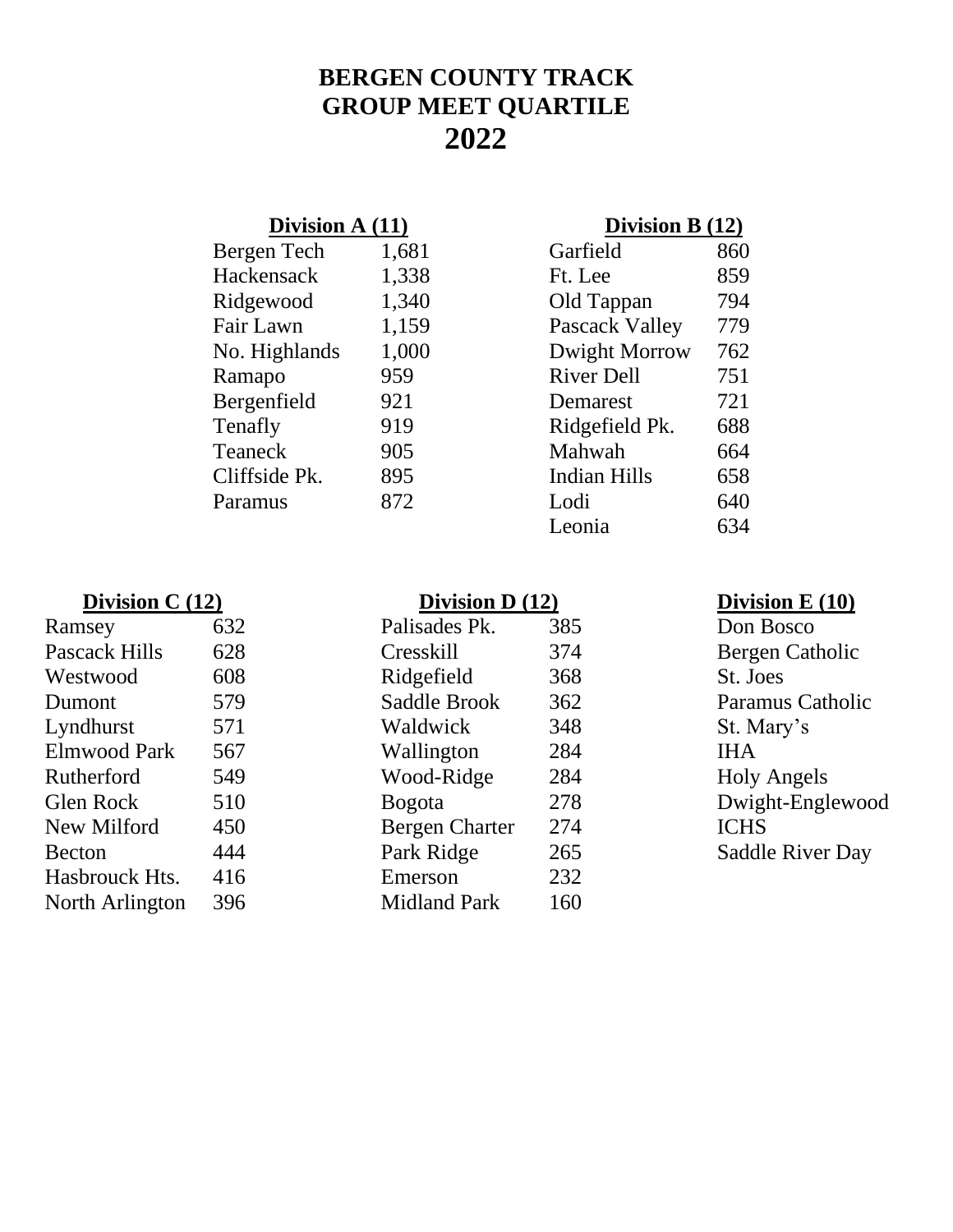# BERGEN COUNTY TRACK
# GROUP MEET QUARTILE
# 2022

**Division A (11)**

| School | Enrollment |
|---|---|
| Bergen Tech | 1,681 |
| Hackensack | 1,338 |
| Ridgewood | 1,340 |
| Fair Lawn | 1,159 |
| No. Highlands | 1,000 |
| Ramapo | 959 |
| Bergenfield | 921 |
| Tenafly | 919 |
| Teaneck | 905 |
| Cliffside Pk. | 895 |
| Paramus | 872 |

**Division B (12)**

| School | Enrollment |
|---|---|
| Garfield | 860 |
| Ft. Lee | 859 |
| Old Tappan | 794 |
| Pascack Valley | 779 |
| Dwight Morrow | 762 |
| River Dell | 751 |
| Demarest | 721 |
| Ridgefield Pk. | 688 |
| Mahwah | 664 |
| Indian Hills | 658 |
| Lodi | 640 |
| Leonia | 634 |

**Division C (12)**

| School | Enrollment |
|---|---|
| Ramsey | 632 |
| Pascack Hills | 628 |
| Westwood | 608 |
| Dumont | 579 |
| Lyndhurst | 571 |
| Elmwood Park | 567 |
| Rutherford | 549 |
| Glen Rock | 510 |
| New Milford | 450 |
| Becton | 444 |
| Hasbrouck Hts. | 416 |
| North Arlington | 396 |

**Division D (12)**

| School | Enrollment |
|---|---|
| Palisades Pk. | 385 |
| Cresskill | 374 |
| Ridgefield | 368 |
| Saddle Brook | 362 |
| Waldwick | 348 |
| Wallington | 284 |
| Wood-Ridge | 284 |
| Bogota | 278 |
| Bergen Charter | 274 |
| Park Ridge | 265 |
| Emerson | 232 |
| Midland Park | 160 |

**Division E (10)**

- Don Bosco
- Bergen Catholic
- St. Joes
- Paramus Catholic
- St. Mary's
- IHA
- Holy Angels
- Dwight-Englewood
- ICHS
- Saddle River Day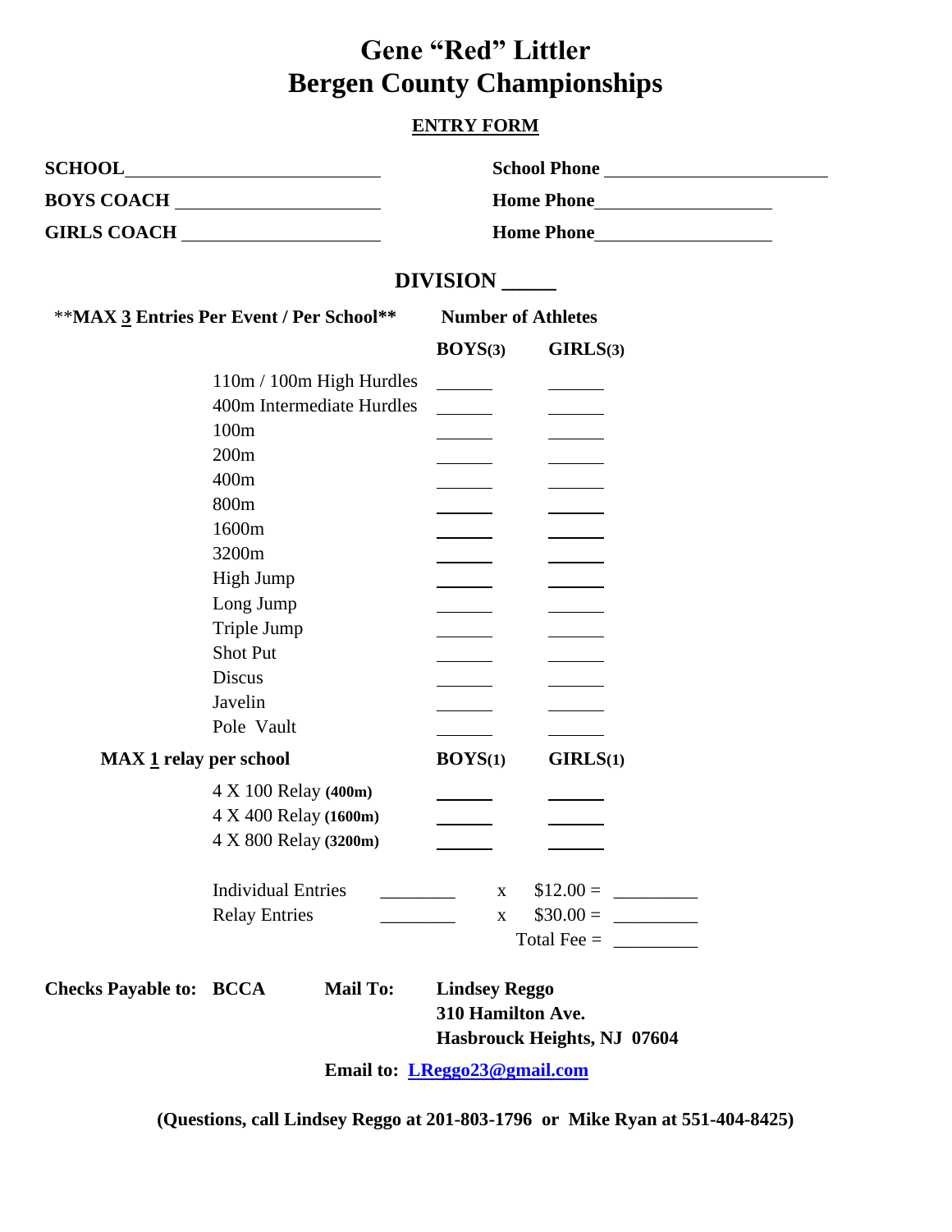# Gene "Red" Littler
# Bergen County Championships

**ENTRY FORM**

**SCHOOL** ____________________ **School Phone** ____________________

**BOYS COACH** ____________________ **Home Phone** ____________________

**GIRLS COACH** ____________________ **Home Phone** ____________________

## DIVISION _____

| **MAX <u>3</u> Entries Per Event / Per School** | **Number of Athletes** | |
|---|---|---|
| | **BOYS(3)** | **GIRLS(3)** |
| 110m / 100m High Hurdles | ______ | ______ |
| 400m Intermediate Hurdles | ______ | ______ |
| 100m | ______ | ______ |
| 200m | ______ | ______ |
| 400m | ______ | ______ |
| 800m | ______ | ______ |
| 1600m | ______ | ______ |
| 3200m | ______ | ______ |
| High Jump | ______ | ______ |
| Long Jump | ______ | ______ |
| Triple Jump | ______ | ______ |
| Shot Put | ______ | ______ |
| Discus | ______ | ______ |
| Javelin | ______ | ______ |
| Pole Vault | ______ | ______ |
| **MAX <u>1</u> relay per school** | **BOYS(1)** | **GIRLS(1)** |
| 4 X 100 Relay **(400m)** | ______ | ______ |
| 4 X 400 Relay **(1600m)** | ______ | ______ |
| 4 X 800 Relay **(3200m)** | ______ | ______ |

| | | | | |
|---|---|---|---|---|
| Individual Entries | ________ | x | $12.00 = | _________ |
| Relay Entries | ________ | x | $30.00 = | _________ |
| | | | Total Fee = | _________ |

**Checks Payable to: BCCA** **Mail To:** **Lindsey Reggo**
**310 Hamilton Ave.**
**Hasbrouck Heights, NJ 07604**

**Email to: LReggo23@gmail.com**

**(Questions, call Lindsey Reggo at 201-803-1796 or Mike Ryan at 551-404-8425)**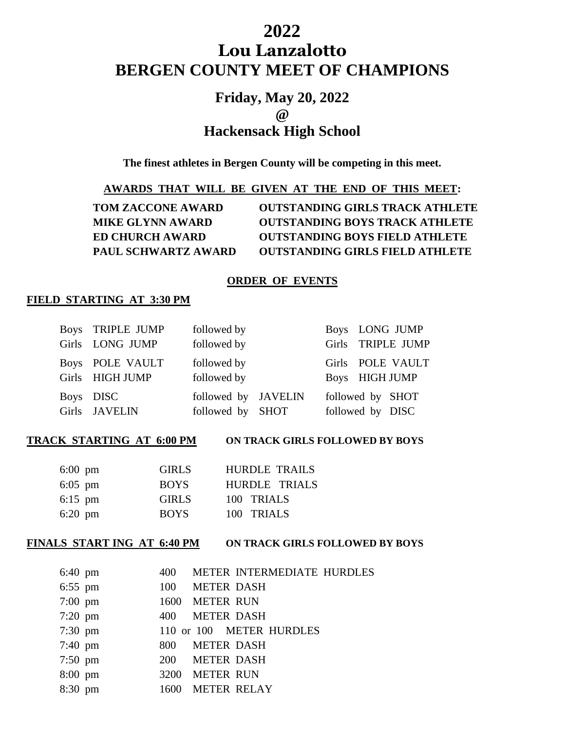# 2022
# Lou Lanzalotto
# BERGEN COUNTY MEET OF CHAMPIONS

## Friday, May 20, 2022
## @
## Hackensack High School

**The finest athletes in Bergen County will be competing in this meet.**

**AWARDS THAT WILL BE GIVEN AT THE END OF THIS MEET:**

| | |
|---|---|
| **TOM ZACCONE AWARD** | **OUTSTANDING GIRLS TRACK ATHLETE** |
| **MIKE GLYNN AWARD** | **OUTSTANDING BOYS TRACK ATHLETE** |
| **ED CHURCH AWARD** | **OUTSTANDING BOYS FIELD ATHLETE** |
| **PAUL SCHWARTZ AWARD** | **OUTSTANDING GIRLS FIELD ATHLETE** |

**ORDER OF EVENTS**

**FIELD STARTING AT 3:30 PM**

| | | | |
|---|---|---|---|
| Boys TRIPLE JUMP | followed by | | Boys LONG JUMP |
| Girls LONG JUMP | followed by | | Girls TRIPLE JUMP |
| Boys POLE VAULT | followed by | | Girls POLE VAULT |
| Girls HIGH JUMP | followed by | | Boys HIGH JUMP |
| Boys DISC | followed by | JAVELIN | followed by SHOT |
| Girls JAVELIN | followed by | SHOT | followed by DISC |

**TRACK STARTING AT 6:00 PM** **ON TRACK GIRLS FOLLOWED BY BOYS**

| | | |
|---|---|---|
| 6:00 pm | GIRLS | HURDLE TRAILS |
| 6:05 pm | BOYS | HURDLE TRIALS |
| 6:15 pm | GIRLS | 100 TRIALS |
| 6:20 pm | BOYS | 100 TRIALS |

**FINALS START ING AT 6:40 PM** **ON TRACK GIRLS FOLLOWED BY BOYS**

| | |
|---|---|
| 6:40 pm | 400 METER INTERMEDIATE HURDLES |
| 6:55 pm | 100 METER DASH |
| 7:00 pm | 1600 METER RUN |
| 7:20 pm | 400 METER DASH |
| 7:30 pm | 110 or 100 METER HURDLES |
| 7:40 pm | 800 METER DASH |
| 7:50 pm | 200 METER DASH |
| 8:00 pm | 3200 METER RUN |
| 8:30 pm | 1600 METER RELAY |